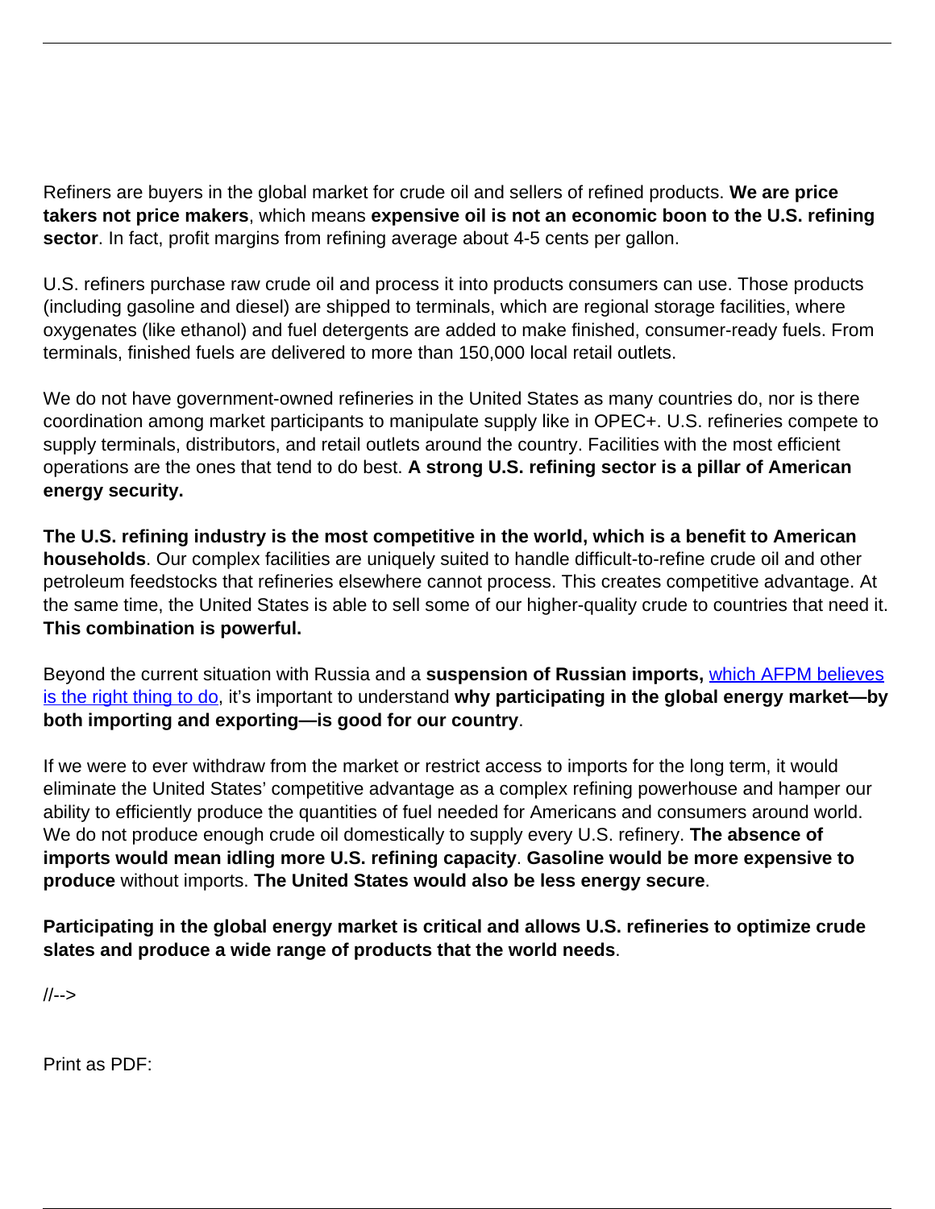Refiners are buyers in the global market for crude oil and sellers of refined products. **We are price takers not price makers**, which means **expensive oil is not an economic boon to the U.S. refining sector**. In fact, profit margins from refining average about 4-5 cents per gallon.

U.S. refiners purchase raw crude oil and process it into products consumers can use. Those products (including gasoline and diesel) are shipped to terminals, which are regional storage facilities, where oxygenates (like ethanol) and fuel detergents are added to make finished, consumer-ready fuels. From terminals, finished fuels are delivered to more than 150,000 local retail outlets.

We do not have government-owned refineries in the United States as many countries do, nor is there coordination among market participants to manipulate supply like in OPEC+. U.S. refineries compete to supply terminals, distributors, and retail outlets around the country. Facilities with the most efficient operations are the ones that tend to do best. **A strong U.S. refining sector is a pillar of American energy security.**

**The U.S. refining industry is the most competitive in the world, which is a benefit to American households**. Our complex facilities are uniquely suited to handle difficult-to-refine crude oil and other petroleum feedstocks that refineries elsewhere cannot process. This creates competitive advantage. At the same time, the United States is able to sell some of our higher-quality crude to countries that need it. **This combination is powerful.**

Beyond the current situation with Russia and a **suspension of Russian imports,** which AFPM believes is the right thing to do, it's important to understand **why participating in the global energy market—by both importing and exporting—is good for our country**.

If we were to ever withdraw from the market or restrict access to imports for the long term, it would eliminate the United States' competitive advantage as a complex refining powerhouse and hamper our ability to efficiently produce the quantities of fuel needed for Americans and consumers around world. We do not produce enough crude oil domestically to supply every U.S. refinery. **The absence of imports would mean idling more U.S. refining capacity**. **Gasoline would be more expensive to produce** without imports. **The United States would also be less energy secure**.

**Participating in the global energy market is critical and allows U.S. refineries to optimize crude slates and produce a wide range of products that the world needs**.

//-->

Print as PDF: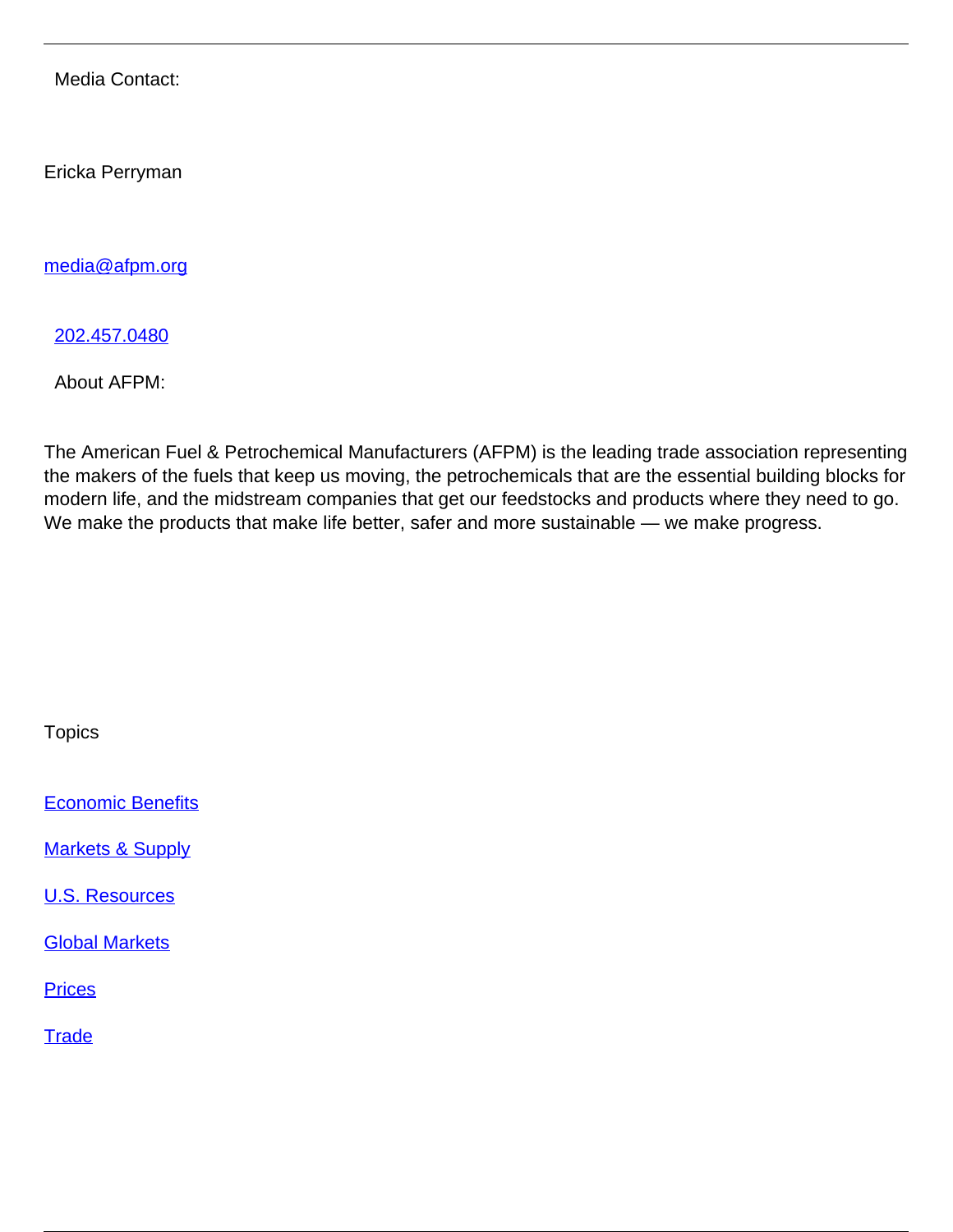Media Contact:

Ericka Perryman

media@afpm.org

202.457.0480

About AFPM:

The American Fuel & Petrochemical Manufacturers (AFPM) is the leading trade association representing the makers of the fuels that keep us moving, the petrochemicals that are the essential building blocks for modern life, and the midstream companies that get our feedstocks and products where they need to go. We make the products that make life better, safer and more sustainable — we make progress.

Topics

Economic Benefits

Markets & Supply

U.S. Resources

Global Markets

Prices

Trade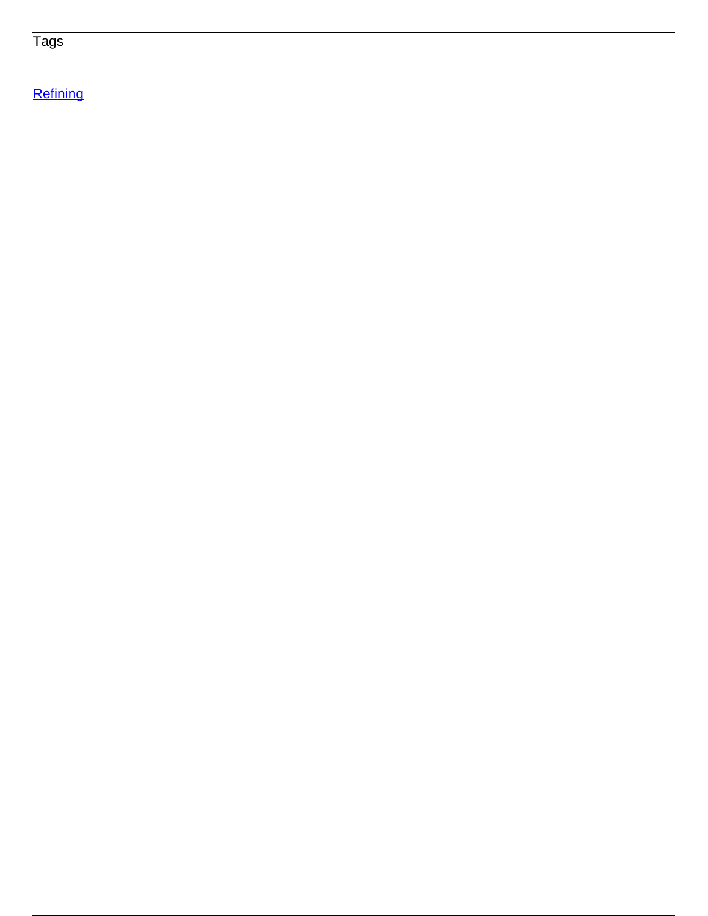Tags

[Refining]